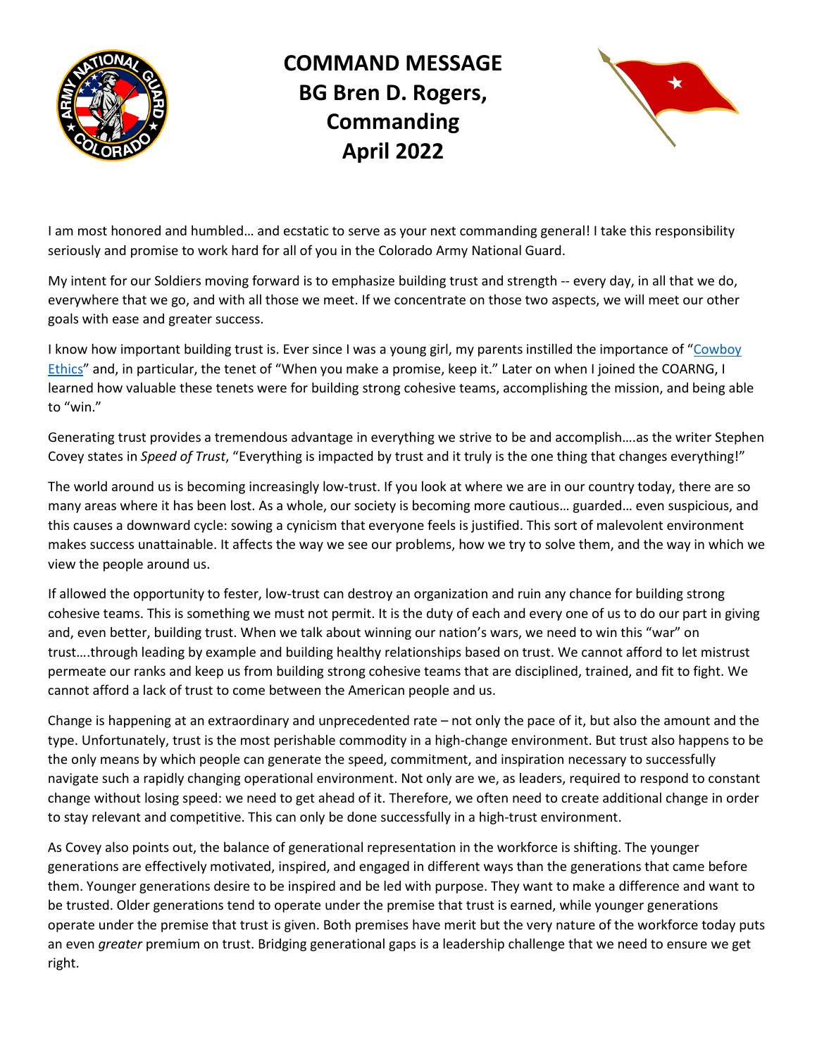# COMMAND MESSAGE
## BG Bren D. Rogers, Commanding
## April 2022

I am most honored and humbled… and ecstatic to serve as your next commanding general! I take this responsibility seriously and promise to work hard for all of you in the Colorado Army National Guard.

My intent for our Soldiers moving forward is to emphasize building trust and strength -- every day, in all that we do, everywhere that we go, and with all those we meet. If we concentrate on those two aspects, we will meet our other goals with ease and greater success.

I know how important building trust is. Ever since I was a young girl, my parents instilled the importance of "Cowboy Ethics" and, in particular, the tenet of "When you make a promise, keep it." Later on when I joined the COARNG, I learned how valuable these tenets were for building strong cohesive teams, accomplishing the mission, and being able to "win."

Generating trust provides a tremendous advantage in everything we strive to be and accomplish….as the writer Stephen Covey states in *Speed of Trust*, "Everything is impacted by trust and it truly is the one thing that changes everything!"

The world around us is becoming increasingly low-trust. If you look at where we are in our country today, there are so many areas where it has been lost. As a whole, our society is becoming more cautious… guarded… even suspicious, and this causes a downward cycle: sowing a cynicism that everyone feels is justified. This sort of malevolent environment makes success unattainable. It affects the way we see our problems, how we try to solve them, and the way in which we view the people around us.

If allowed the opportunity to fester, low-trust can destroy an organization and ruin any chance for building strong cohesive teams. This is something we must not permit. It is the duty of each and every one of us to do our part in giving and, even better, building trust. When we talk about winning our nation's wars, we need to win this "war" on trust….through leading by example and building healthy relationships based on trust. We cannot afford to let mistrust permeate our ranks and keep us from building strong cohesive teams that are disciplined, trained, and fit to fight. We cannot afford a lack of trust to come between the American people and us.

Change is happening at an extraordinary and unprecedented rate – not only the pace of it, but also the amount and the type. Unfortunately, trust is the most perishable commodity in a high-change environment. But trust also happens to be the only means by which people can generate the speed, commitment, and inspiration necessary to successfully navigate such a rapidly changing operational environment. Not only are we, as leaders, required to respond to constant change without losing speed: we need to get ahead of it. Therefore, we often need to create additional change in order to stay relevant and competitive. This can only be done successfully in a high-trust environment.

As Covey also points out, the balance of generational representation in the workforce is shifting. The younger generations are effectively motivated, inspired, and engaged in different ways than the generations that came before them. Younger generations desire to be inspired and be led with purpose. They want to make a difference and want to be trusted. Older generations tend to operate under the premise that trust is earned, while younger generations operate under the premise that trust is given. Both premises have merit but the very nature of the workforce today puts an even *greater* premium on trust. Bridging generational gaps is a leadership challenge that we need to ensure we get right.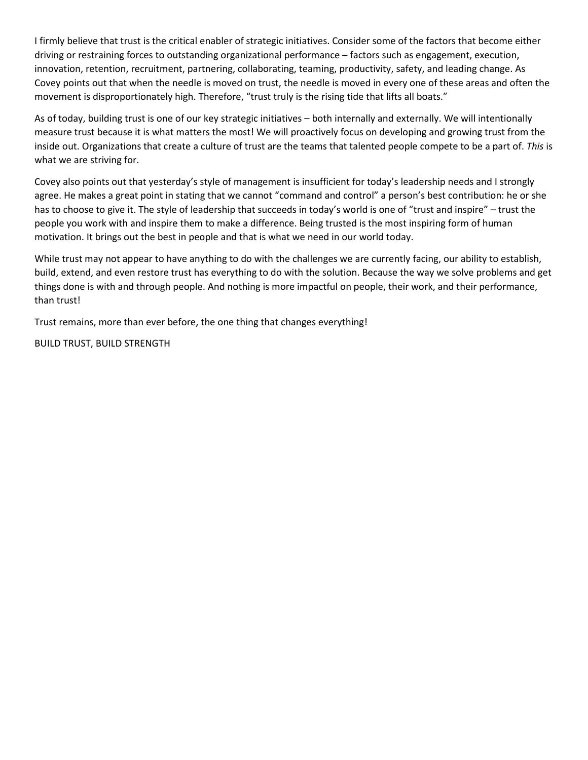I firmly believe that trust is the critical enabler of strategic initiatives. Consider some of the factors that become either driving or restraining forces to outstanding organizational performance – factors such as engagement, execution, innovation, retention, recruitment, partnering, collaborating, teaming, productivity, safety, and leading change. As Covey points out that when the needle is moved on trust, the needle is moved in every one of these areas and often the movement is disproportionately high. Therefore, "trust truly is the rising tide that lifts all boats."

As of today, building trust is one of our key strategic initiatives – both internally and externally. We will intentionally measure trust because it is what matters the most! We will proactively focus on developing and growing trust from the inside out. Organizations that create a culture of trust are the teams that talented people compete to be a part of. *This* is what we are striving for.

Covey also points out that yesterday's style of management is insufficient for today's leadership needs and I strongly agree. He makes a great point in stating that we cannot "command and control" a person's best contribution: he or she has to choose to give it. The style of leadership that succeeds in today's world is one of "trust and inspire" – trust the people you work with and inspire them to make a difference. Being trusted is the most inspiring form of human motivation. It brings out the best in people and that is what we need in our world today.

While trust may not appear to have anything to do with the challenges we are currently facing, our ability to establish, build, extend, and even restore trust has everything to do with the solution. Because the way we solve problems and get things done is with and through people. And nothing is more impactful on people, their work, and their performance, than trust!

Trust remains, more than ever before, the one thing that changes everything!

BUILD TRUST, BUILD STRENGTH